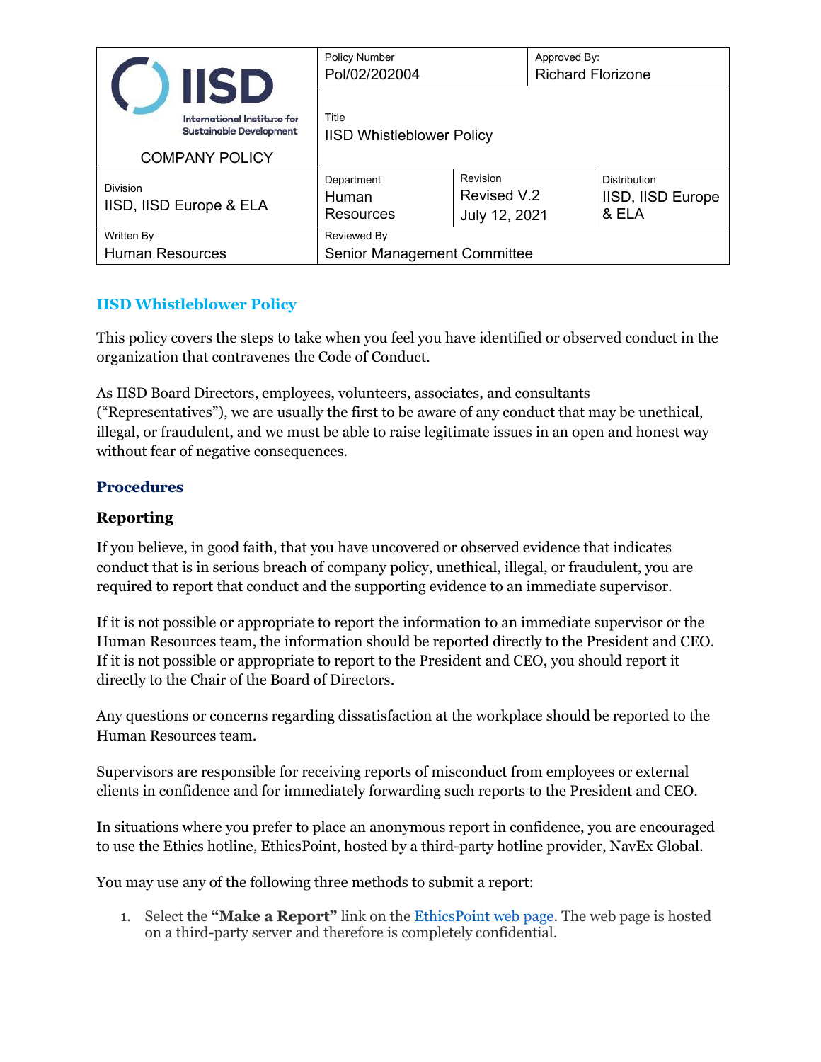| IISD International Institute for Sustainable Development<br>COMPANY POLICY | Policy Number<br>Pol/02/202004 | | Approved By:<br>Richard Florizone |
|---|---|---|---|
| | Title<br>IISD Whistleblower Policy | | |
| Division<br>IISD, IISD Europe & ELA | Department<br>Human Resources | Revision<br>Revised V.2<br>July 12, 2021 | Distribution<br>IISD, IISD Europe & ELA |
| Written By<br>Human Resources | Reviewed By<br>Senior Management Committee | | |

# IISD Whistleblower Policy

This policy covers the steps to take when you feel you have identified or observed conduct in the organization that contravenes the Code of Conduct.

As IISD Board Directors, employees, volunteers, associates, and consultants ("Representatives"), we are usually the first to be aware of any conduct that may be unethical, illegal, or fraudulent, and we must be able to raise legitimate issues in an open and honest way without fear of negative consequences.

## Procedures

### Reporting

If you believe, in good faith, that you have uncovered or observed evidence that indicates conduct that is in serious breach of company policy, unethical, illegal, or fraudulent, you are required to report that conduct and the supporting evidence to an immediate supervisor.

If it is not possible or appropriate to report the information to an immediate supervisor or the Human Resources team, the information should be reported directly to the President and CEO. If it is not possible or appropriate to report to the President and CEO, you should report it directly to the Chair of the Board of Directors.

Any questions or concerns regarding dissatisfaction at the workplace should be reported to the Human Resources team.

Supervisors are responsible for receiving reports of misconduct from employees or external clients in confidence and for immediately forwarding such reports to the President and CEO.

In situations where you prefer to place an anonymous report in confidence, you are encouraged to use the Ethics hotline, EthicsPoint, hosted by a third-party hotline provider, NavEx Global.

You may use any of the following three methods to submit a report:

1. Select the **"Make a Report"** link on the EthicsPoint web page. The web page is hosted on a third-party server and therefore is completely confidential.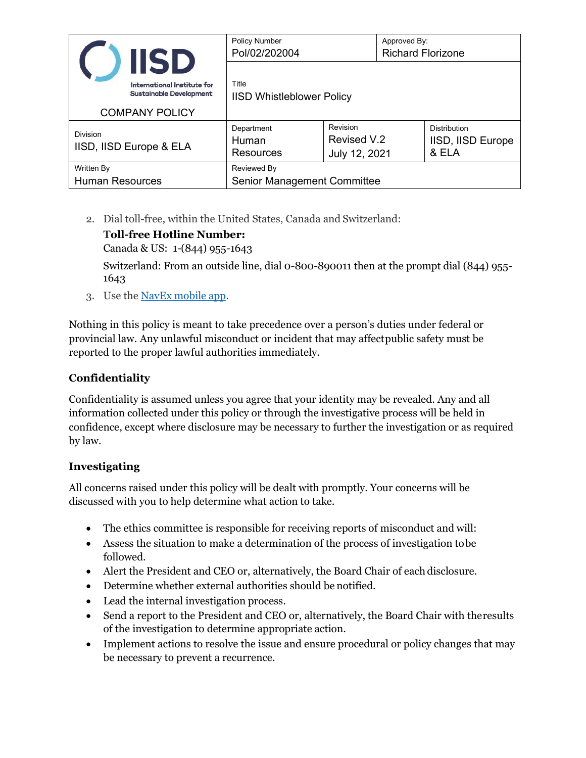2. Dial toll-free, within the United States, Canada and Switzerland:

   **Toll-free Hotline Number:**
   Canada & US: 1-(844) 955-1643

   Switzerland: From an outside line, dial 0-800-890011 then at the prompt dial (844) 955-1643

3. Use the NavEx mobile app.

Nothing in this policy is meant to take precedence over a person's duties under federal or provincial law. Any unlawful misconduct or incident that may affect public safety must be reported to the proper lawful authorities immediately.

### Confidentiality

Confidentiality is assumed unless you agree that your identity may be revealed. Any and all information collected under this policy or through the investigative process will be held in confidence, except where disclosure may be necessary to further the investigation or as required by law.

### Investigating

All concerns raised under this policy will be dealt with promptly. Your concerns will be discussed with you to help determine what action to take.

- The ethics committee is responsible for receiving reports of misconduct and will:
- Assess the situation to make a determination of the process of investigation to be followed.
- Alert the President and CEO or, alternatively, the Board Chair of each disclosure.
- Determine whether external authorities should be notified.
- Lead the internal investigation process.
- Send a report to the President and CEO or, alternatively, the Board Chair with the results of the investigation to determine appropriate action.
- Implement actions to resolve the issue and ensure procedural or policy changes that may be necessary to prevent a recurrence.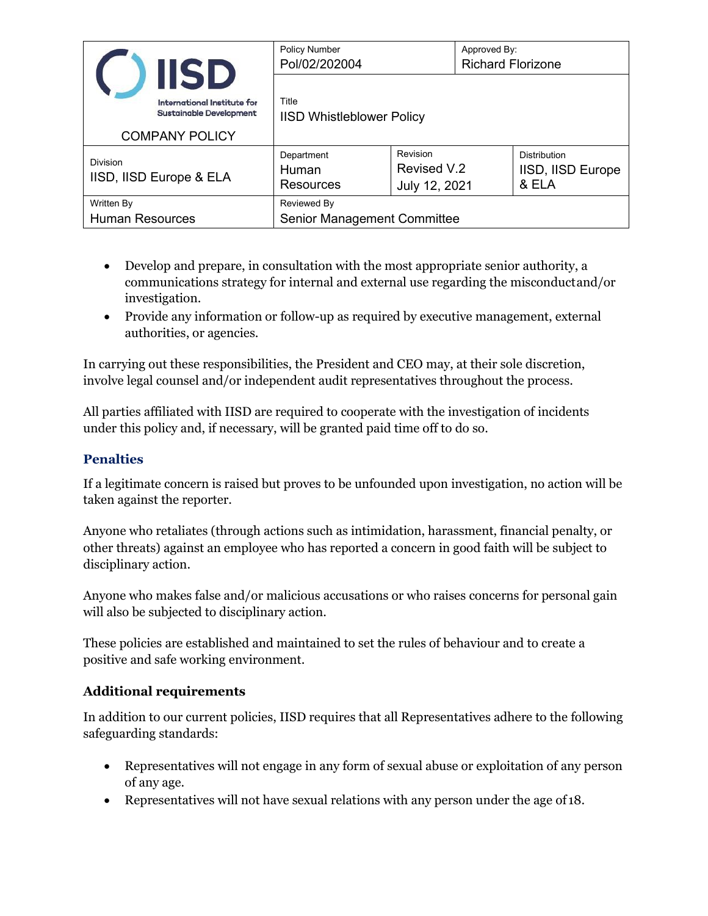- Develop and prepare, in consultation with the most appropriate senior authority, a communications strategy for internal and external use regarding the misconduct and/or investigation.
- Provide any information or follow-up as required by executive management, external authorities, or agencies.

In carrying out these responsibilities, the President and CEO may, at their sole discretion, involve legal counsel and/or independent audit representatives throughout the process.

All parties affiliated with IISD are required to cooperate with the investigation of incidents under this policy and, if necessary, will be granted paid time off to do so.

## Penalties

If a legitimate concern is raised but proves to be unfounded upon investigation, no action will be taken against the reporter.

Anyone who retaliates (through actions such as intimidation, harassment, financial penalty, or other threats) against an employee who has reported a concern in good faith will be subject to disciplinary action.

Anyone who makes false and/or malicious accusations or who raises concerns for personal gain will also be subjected to disciplinary action.

These policies are established and maintained to set the rules of behaviour and to create a positive and safe working environment.

## Additional requirements

In addition to our current policies, IISD requires that all Representatives adhere to the following safeguarding standards:

- Representatives will not engage in any form of sexual abuse or exploitation of any person of any age.
- Representatives will not have sexual relations with any person under the age of 18.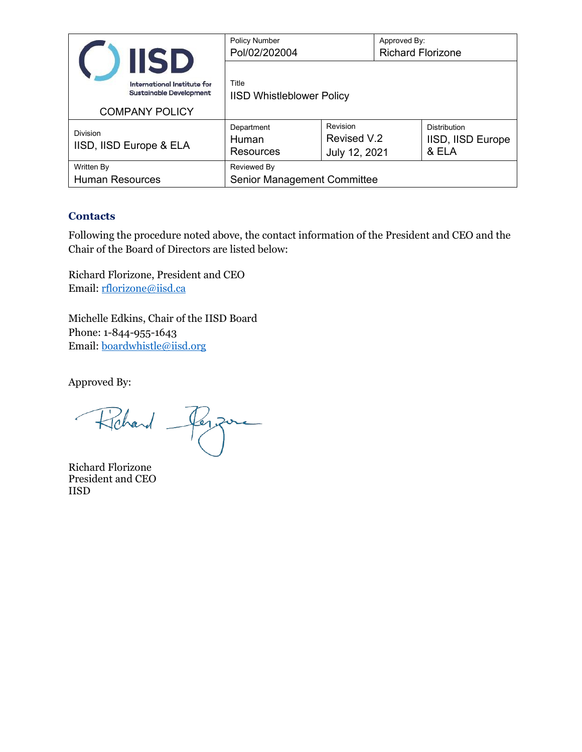| IISD International Institute for Sustainable Development COMPANY POLICY | Policy Number Pol/02/202004 | | Approved By: Richard Florizone |
| --- | --- | --- | --- |
| | Title IISD Whistleblower Policy | | |
| Division IISD, IISD Europe & ELA | Department Human Resources | Revision Revised V.2 July 12, 2021 | Distribution IISD, IISD Europe & ELA |
| Written By Human Resources | Reviewed By Senior Management Committee | | |

## Contacts

Following the procedure noted above, the contact information of the President and CEO and the Chair of the Board of Directors are listed below:

Richard Florizone, President and CEO
Email: rflorizone@iisd.ca

Michelle Edkins, Chair of the IISD Board
Phone: 1-844-955-1643
Email: boardwhistle@iisd.org

Approved By:

Richard Florizone
President and CEO
IISD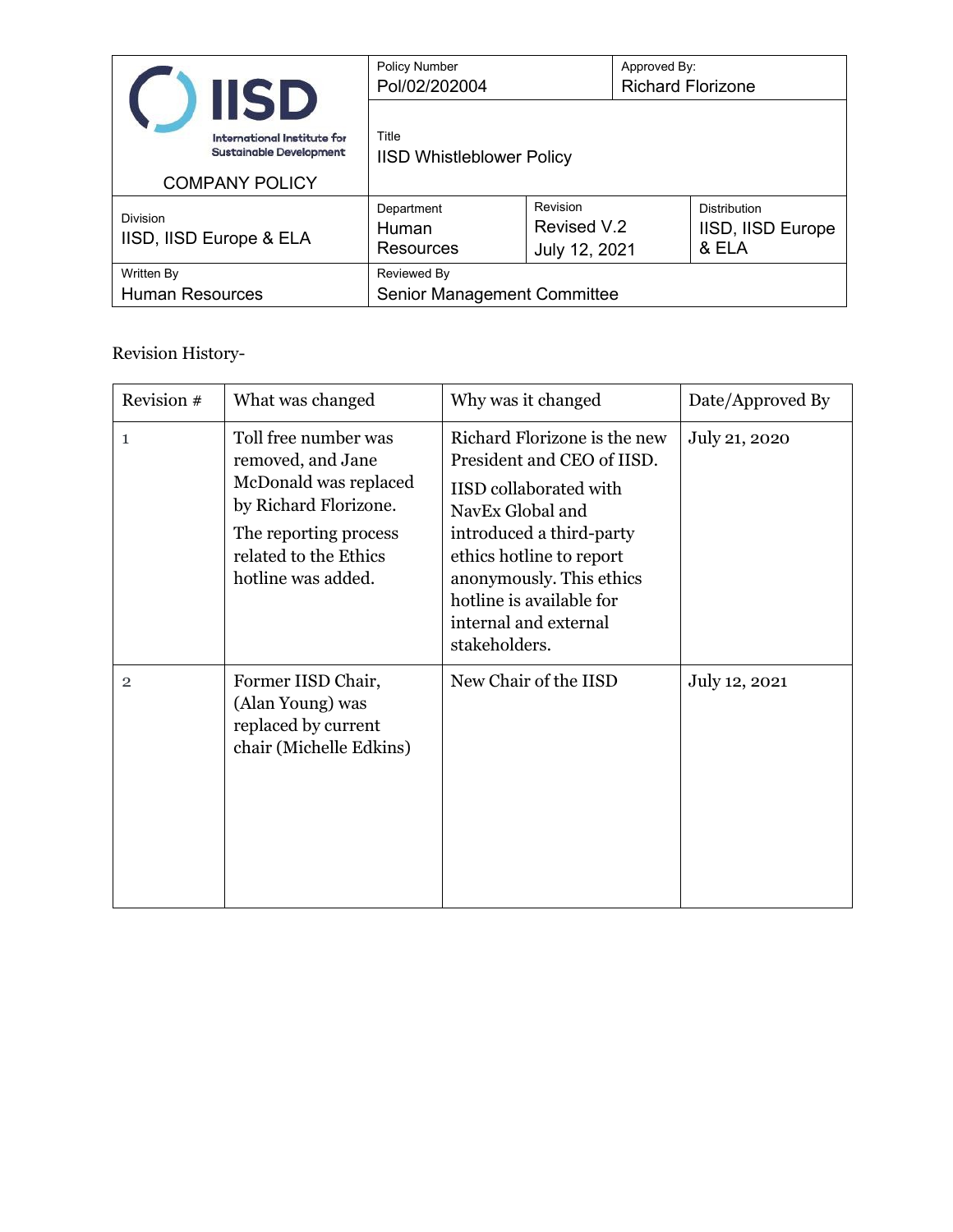| | | |
|---|---|---|
| IISD International Institute for Sustainable Development<br><br>COMPANY POLICY | Policy Number<br>Pol/02/202004 | Approved By:<br>Richard Florizone |
| | Title<br>IISD Whistleblower Policy | |

| Division | Department | Revision | Distribution |
|---|---|---|---|
| IISD, IISD Europe & ELA | Human Resources | Revised V.2<br>July 12, 2021 | IISD, IISD Europe & ELA |

| Written By | Reviewed By |
|---|---|
| Human Resources | Senior Management Committee |

Revision History-

| Revision # | What was changed | Why was it changed | Date/Approved By |
|---|---|---|---|
| 1 | Toll free number was removed, and Jane McDonald was replaced by Richard Florizone.<br><br>The reporting process related to the Ethics hotline was added. | Richard Florizone is the new President and CEO of IISD.<br><br>IISD collaborated with NavEx Global and introduced a third-party ethics hotline to report anonymously. This ethics hotline is available for internal and external stakeholders. | July 21, 2020 |
| 2 | Former IISD Chair, (Alan Young) was replaced by current chair (Michelle Edkins) | New Chair of the IISD | July 12, 2021 |